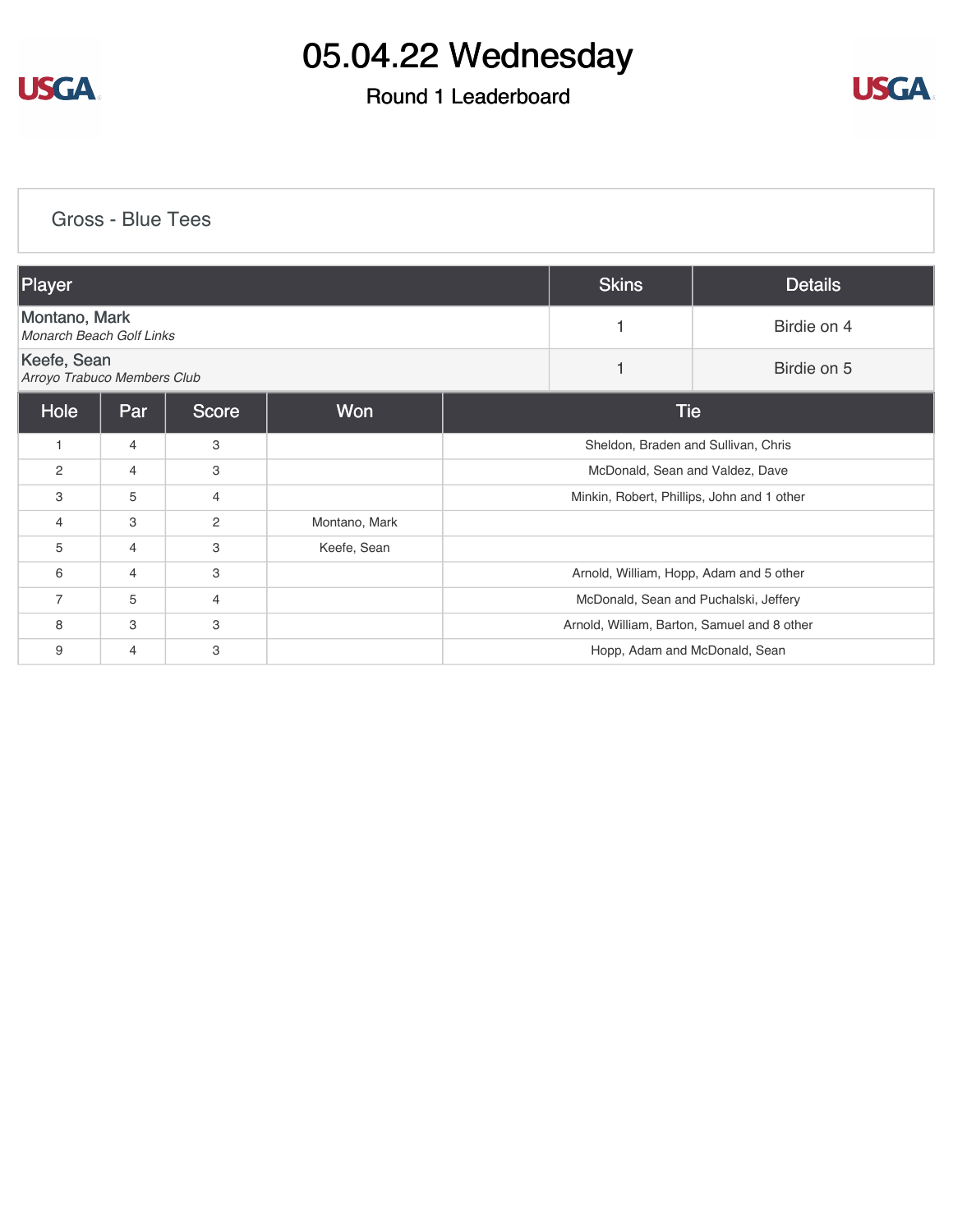# 05.04.22 Wednesday

## Round 1 Leaderboard

### Gross - Blue Tees

| Player | Skins | Details |
|---|---|---|
| Montano, Mark<br>*Monarch Beach Golf Links* | 1 | Birdie on 4 |
| Keefe, Sean<br>*Arroyo Trabuco Members Club* | 1 | Birdie on 5 |

| Hole | Par | Score | Won | Tie |
|---|---|---|---|---|
| 1 | 4 | 3 | | Sheldon, Braden and Sullivan, Chris |
| 2 | 4 | 3 | | McDonald, Sean and Valdez, Dave |
| 3 | 5 | 4 | | Minkin, Robert, Phillips, John and 1 other |
| 4 | 3 | 2 | Montano, Mark | |
| 5 | 4 | 3 | Keefe, Sean | |
| 6 | 4 | 3 | | Arnold, William, Hopp, Adam and 5 other |
| 7 | 5 | 4 | | McDonald, Sean and Puchalski, Jeffery |
| 8 | 3 | 3 | | Arnold, William, Barton, Samuel and 8 other |
| 9 | 4 | 3 | | Hopp, Adam and McDonald, Sean |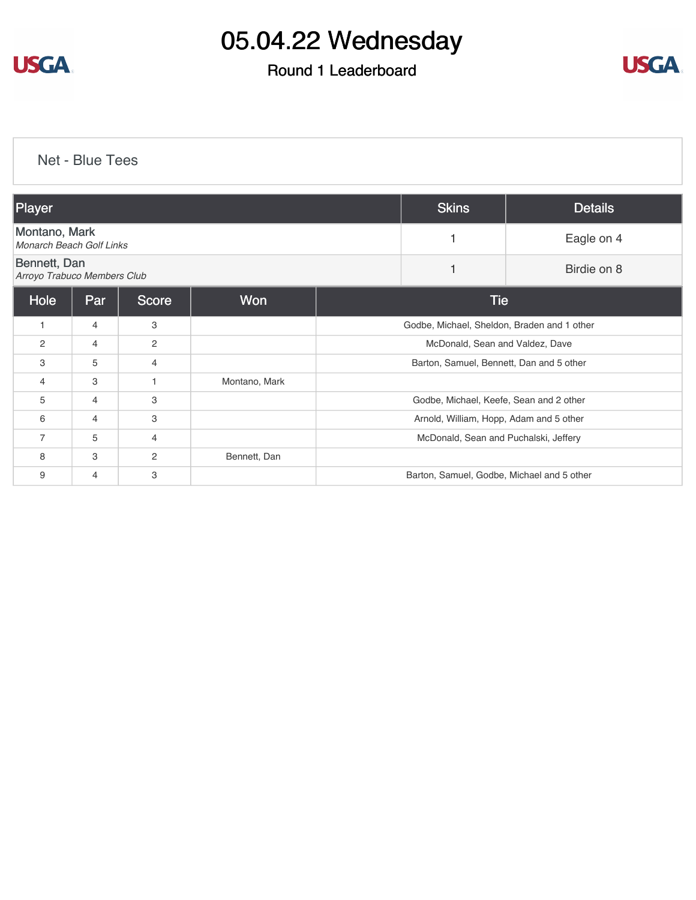# 05.04.22 Wednesday

## Round 1 Leaderboard

### Net - Blue Tees

| Player | Skins | Details |
|---|---|---|
| Montano, Mark<br>*Monarch Beach Golf Links* | 1 | Eagle on 4 |
| Bennett, Dan<br>*Arroyo Trabuco Members Club* | 1 | Birdie on 8 |

| Hole | Par | Score | Won | Tie |
|---|---|---|---|---|
| 1 | 4 | 3 | | Godbe, Michael, Sheldon, Braden and 1 other |
| 2 | 4 | 2 | | McDonald, Sean and Valdez, Dave |
| 3 | 5 | 4 | | Barton, Samuel, Bennett, Dan and 5 other |
| 4 | 3 | 1 | Montano, Mark | |
| 5 | 4 | 3 | | Godbe, Michael, Keefe, Sean and 2 other |
| 6 | 4 | 3 | | Arnold, William, Hopp, Adam and 5 other |
| 7 | 5 | 4 | | McDonald, Sean and Puchalski, Jeffery |
| 8 | 3 | 2 | Bennett, Dan | |
| 9 | 4 | 3 | | Barton, Samuel, Godbe, Michael and 5 other |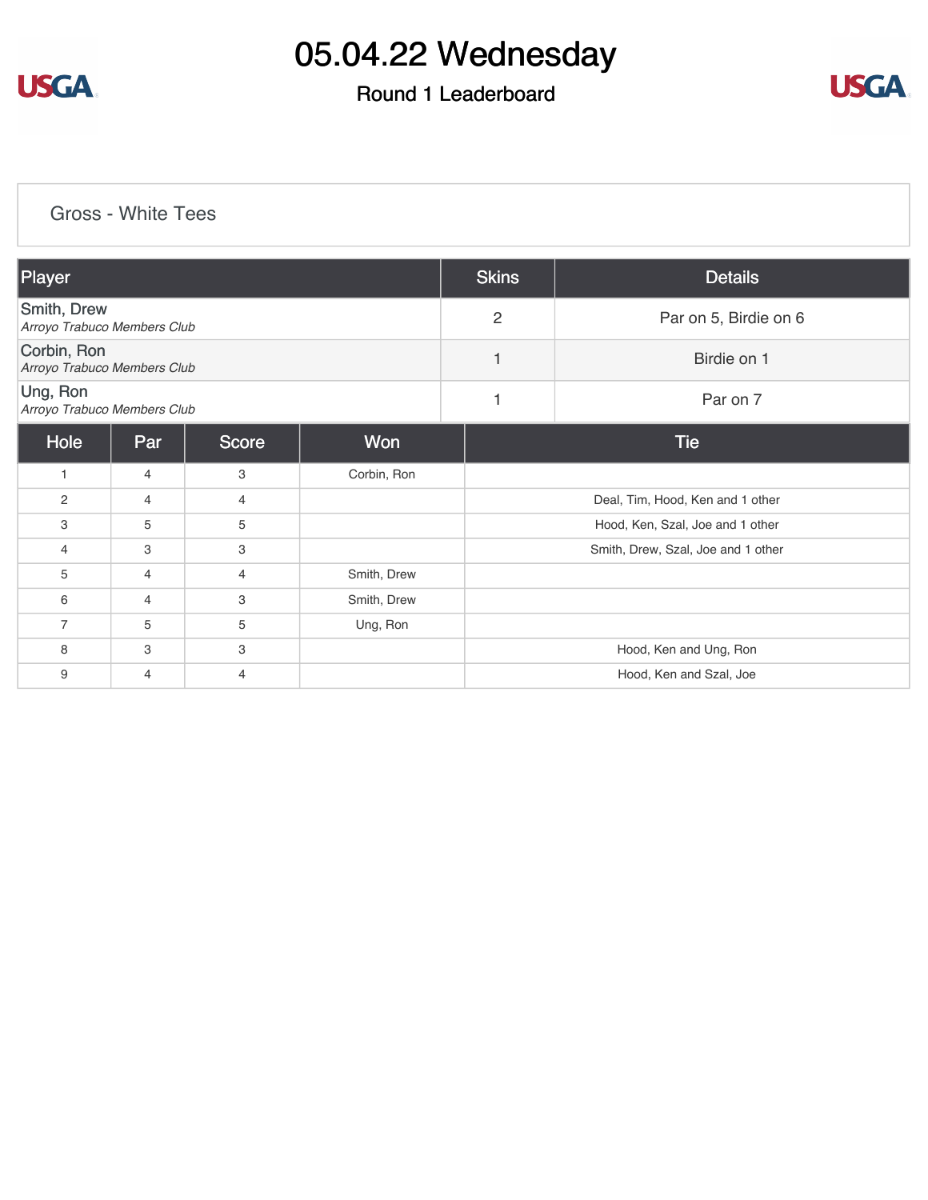# 05.04.22 Wednesday

## Round 1 Leaderboard

### Gross - White Tees

| Player | Skins | Details |
|---|---|---|
| Smith, Drew<br>*Arroyo Trabuco Members Club* | 2 | Par on 5, Birdie on 6 |
| Corbin, Ron<br>*Arroyo Trabuco Members Club* | 1 | Birdie on 1 |
| Ung, Ron<br>*Arroyo Trabuco Members Club* | 1 | Par on 7 |

| Hole | Par | Score | Won | Tie |
|---|---|---|---|---|
| 1 | 4 | 3 | Corbin, Ron | |
| 2 | 4 | 4 | | Deal, Tim, Hood, Ken and 1 other |
| 3 | 5 | 5 | | Hood, Ken, Szal, Joe and 1 other |
| 4 | 3 | 3 | | Smith, Drew, Szal, Joe and 1 other |
| 5 | 4 | 4 | Smith, Drew | |
| 6 | 4 | 3 | Smith, Drew | |
| 7 | 5 | 5 | Ung, Ron | |
| 8 | 3 | 3 | | Hood, Ken and Ung, Ron |
| 9 | 4 | 4 | | Hood, Ken and Szal, Joe |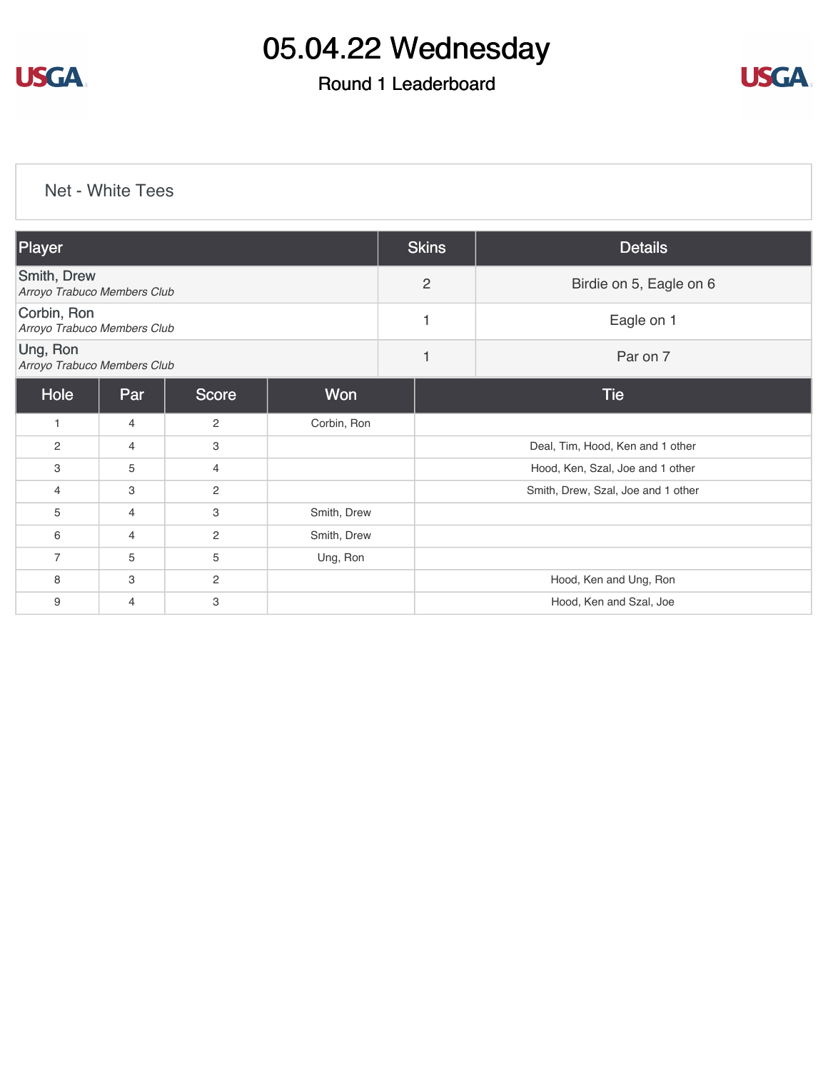# 05.04.22 Wednesday

## Round 1 Leaderboard

### Net - White Tees

| Player | Skins | Details |
|---|---|---|
| Smith, Drew *Arroyo Trabuco Members Club* | 2 | Birdie on 5, Eagle on 6 |
| Corbin, Ron *Arroyo Trabuco Members Club* | 1 | Eagle on 1 |
| Ung, Ron *Arroyo Trabuco Members Club* | 1 | Par on 7 |

| Hole | Par | Score | Won | Tie |
|---|---|---|---|---|
| 1 | 4 | 2 | Corbin, Ron | |
| 2 | 4 | 3 | | Deal, Tim, Hood, Ken and 1 other |
| 3 | 5 | 4 | | Hood, Ken, Szal, Joe and 1 other |
| 4 | 3 | 2 | | Smith, Drew, Szal, Joe and 1 other |
| 5 | 4 | 3 | Smith, Drew | |
| 6 | 4 | 2 | Smith, Drew | |
| 7 | 5 | 5 | Ung, Ron | |
| 8 | 3 | 2 | | Hood, Ken and Ung, Ron |
| 9 | 4 | 3 | | Hood, Ken and Szal, Joe |